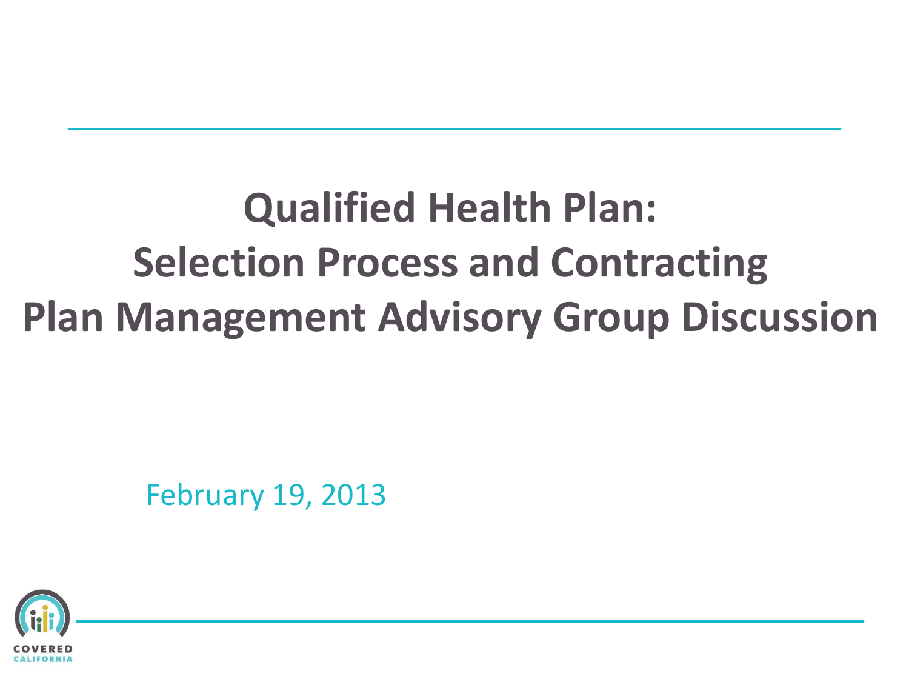# Qualified Health Plan: Selection Process and Contracting Plan Management Advisory Group Discussion

February 19, 2013

COVERED CALIFORNIA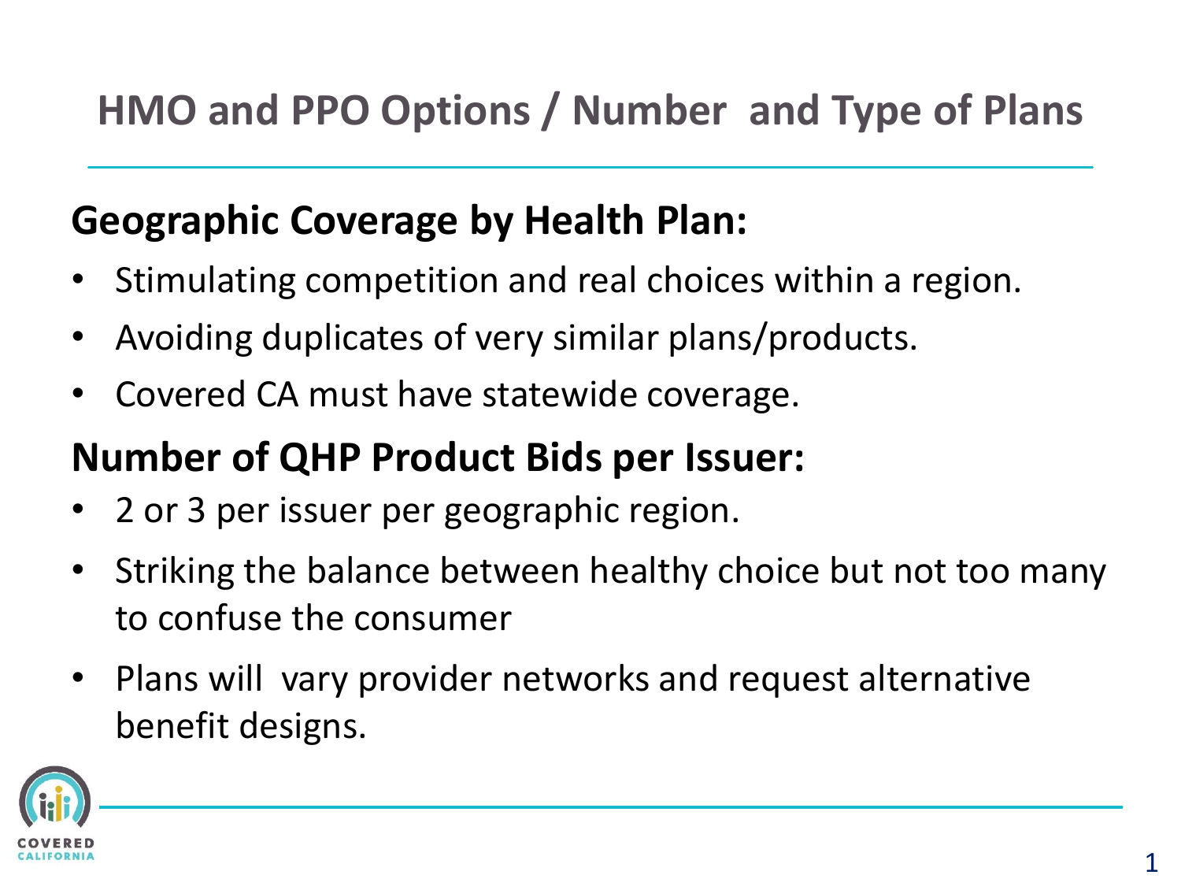# HMO and PPO Options / Number and Type of Plans

## Geographic Coverage by Health Plan:

- Stimulating competition and real choices within a region.
- Avoiding duplicates of very similar plans/products.
- Covered CA must have statewide coverage.

## Number of QHP Product Bids per Issuer:

- 2 or 3 per issuer per geographic region.
- Striking the balance between healthy choice but not too many to confuse the consumer
- Plans will vary provider networks and request alternative benefit designs.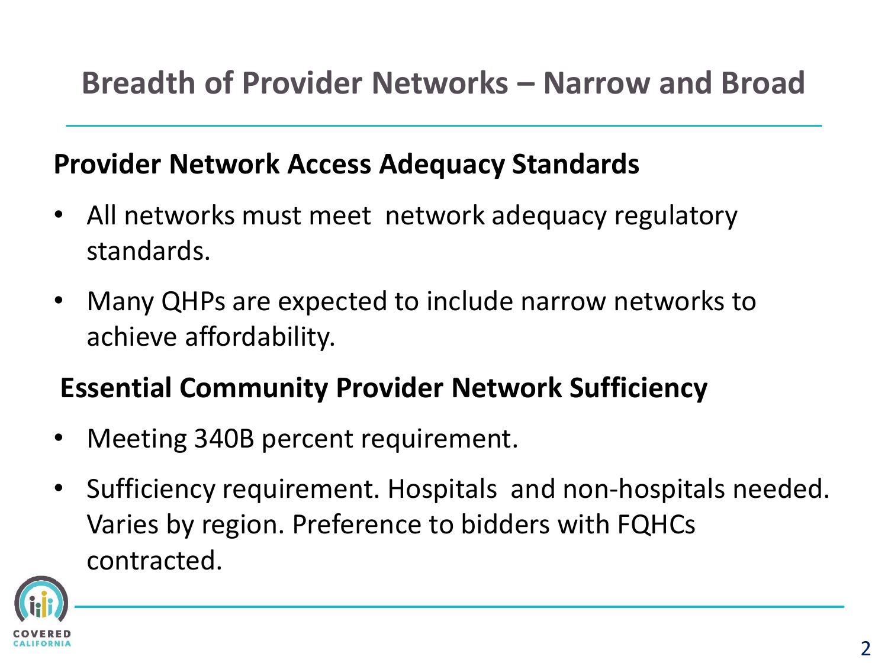# Breadth of Provider Networks – Narrow and Broad

## Provider Network Access Adequacy Standards

- All networks must meet network adequacy regulatory standards.
- Many QHPs are expected to include narrow networks to achieve affordability.

## Essential Community Provider Network Sufficiency

- Meeting 340B percent requirement.
- Sufficiency requirement. Hospitals and non-hospitals needed. Varies by region. Preference to bidders with FQHCs contracted.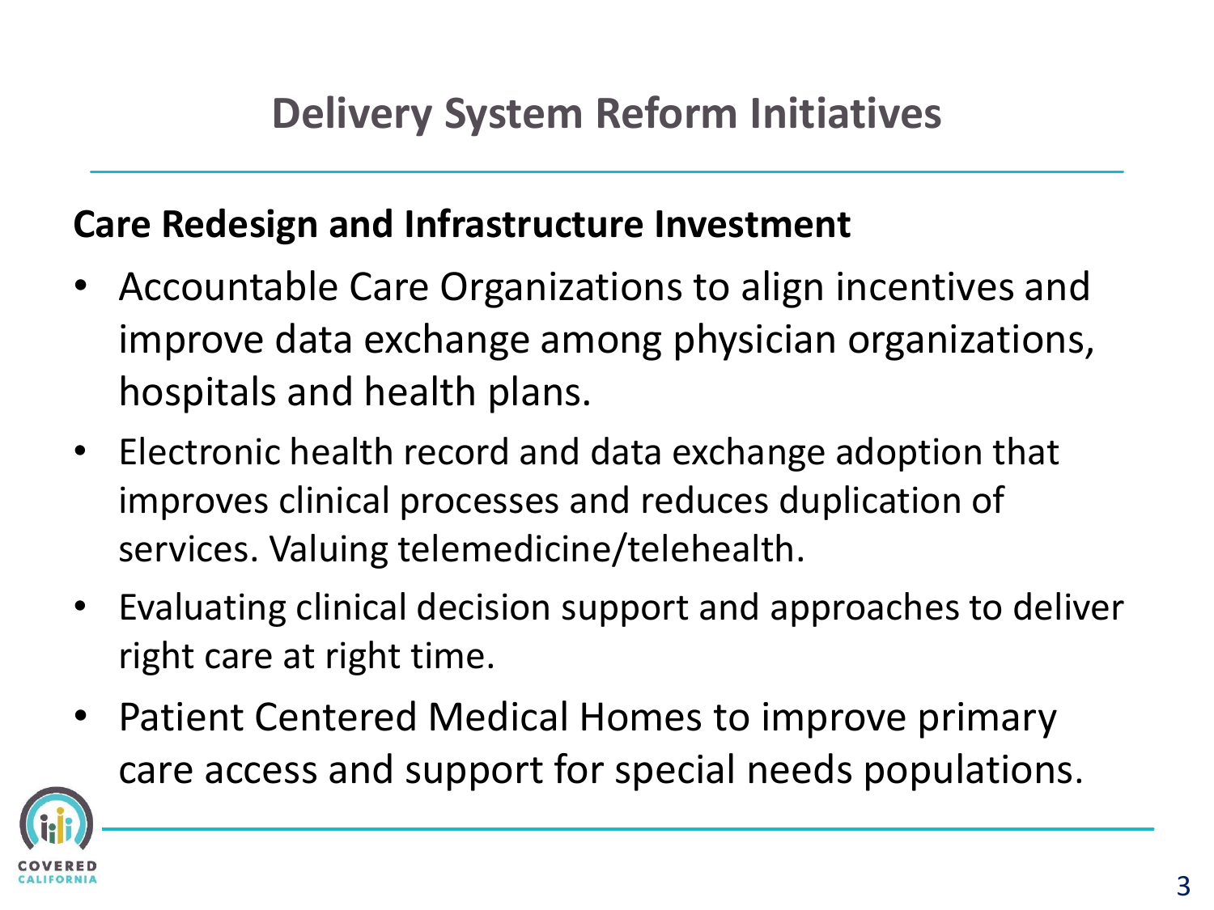# Delivery System Reform Initiatives

**Care Redesign and Infrastructure Investment**

- Accountable Care Organizations to align incentives and improve data exchange among physician organizations, hospitals and health plans.
- Electronic health record and data exchange adoption that improves clinical processes and reduces duplication of services. Valuing telemedicine/telehealth.
- Evaluating clinical decision support and approaches to deliver right care at right time.
- Patient Centered Medical Homes to improve primary care access and support for special needs populations.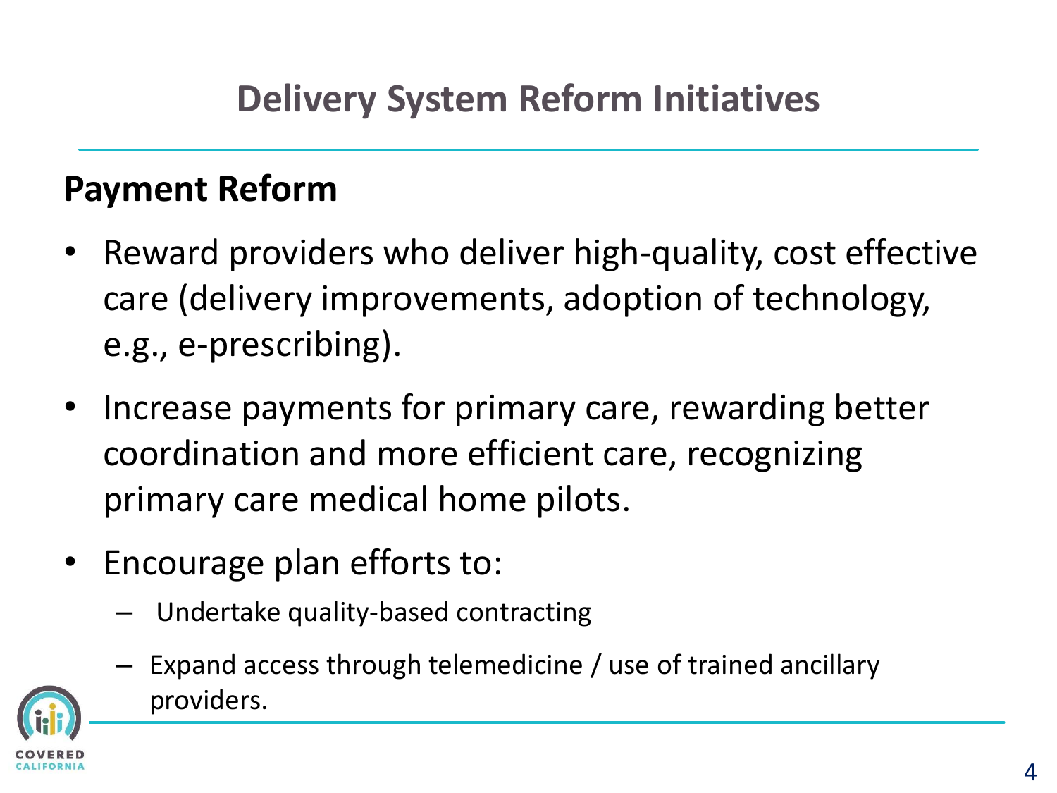# Delivery System Reform Initiatives

## Payment Reform

- Reward providers who deliver high-quality, cost effective care (delivery improvements, adoption of technology, e.g., e-prescribing).
- Increase payments for primary care, rewarding better coordination and more efficient care, recognizing primary care medical home pilots.
- Encourage plan efforts to:
  - Undertake quality-based contracting
  - Expand access through telemedicine / use of trained ancillary providers.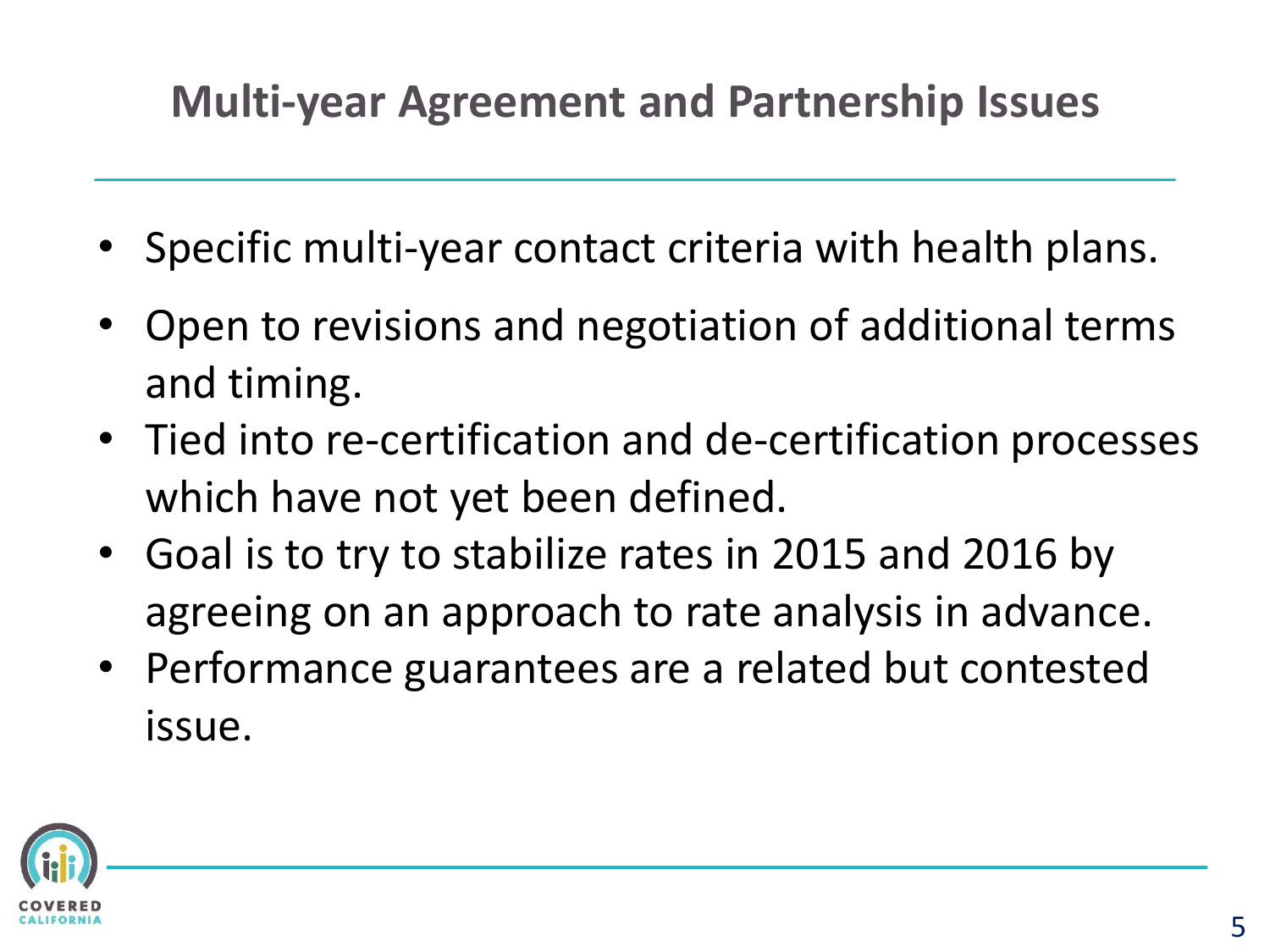## Multi-year Agreement and Partnership Issues

- Specific multi-year contact criteria with health plans.
- Open to revisions and negotiation of additional terms and timing.
- Tied into re-certification and de-certification processes which have not yet been defined.
- Goal is to try to stabilize rates in 2015 and 2016 by agreeing on an approach to rate analysis in advance.
- Performance guarantees are a related but contested issue.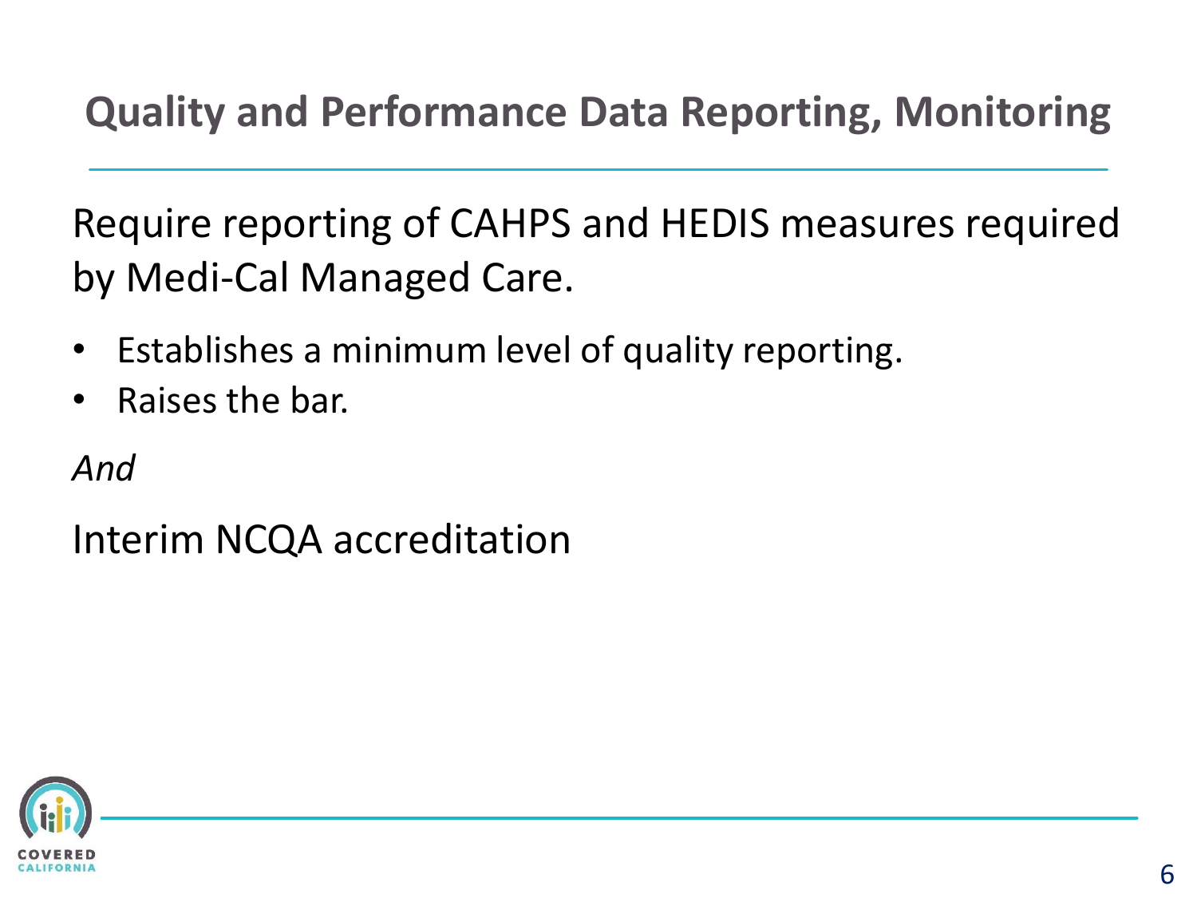# Quality and Performance Data Reporting, Monitoring

Require reporting of CAHPS and HEDIS measures required by Medi-Cal Managed Care.

- Establishes a minimum level of quality reporting.
- Raises the bar.

*And*

Interim NCQA accreditation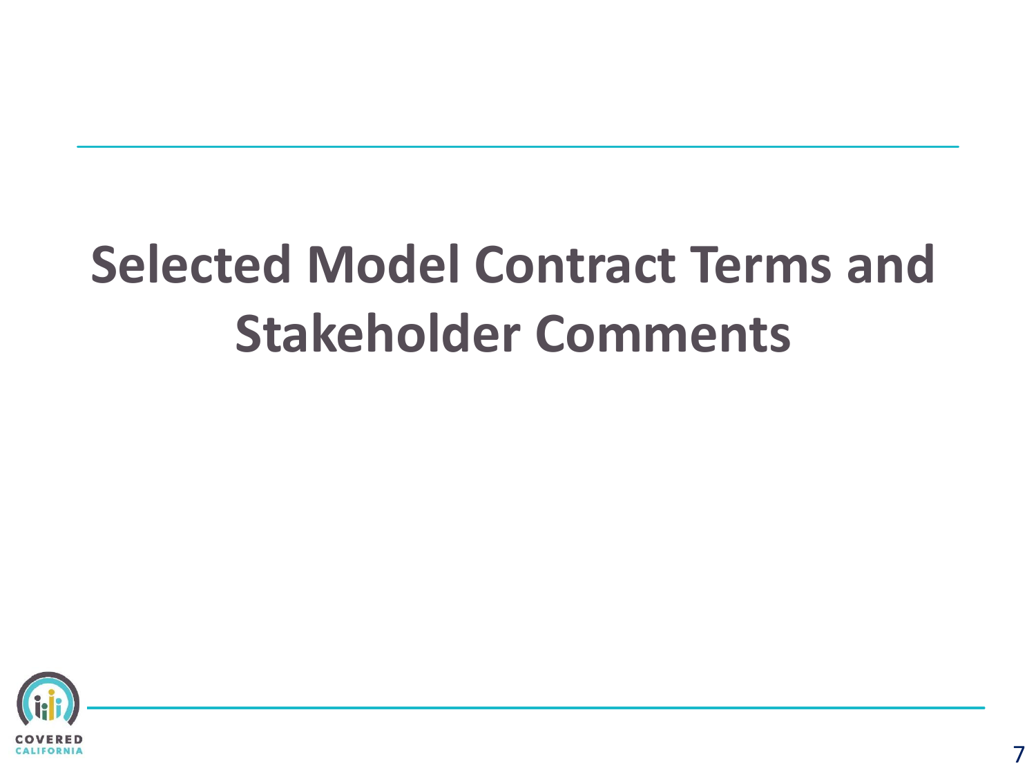# Selected Model Contract Terms and Stakeholder Comments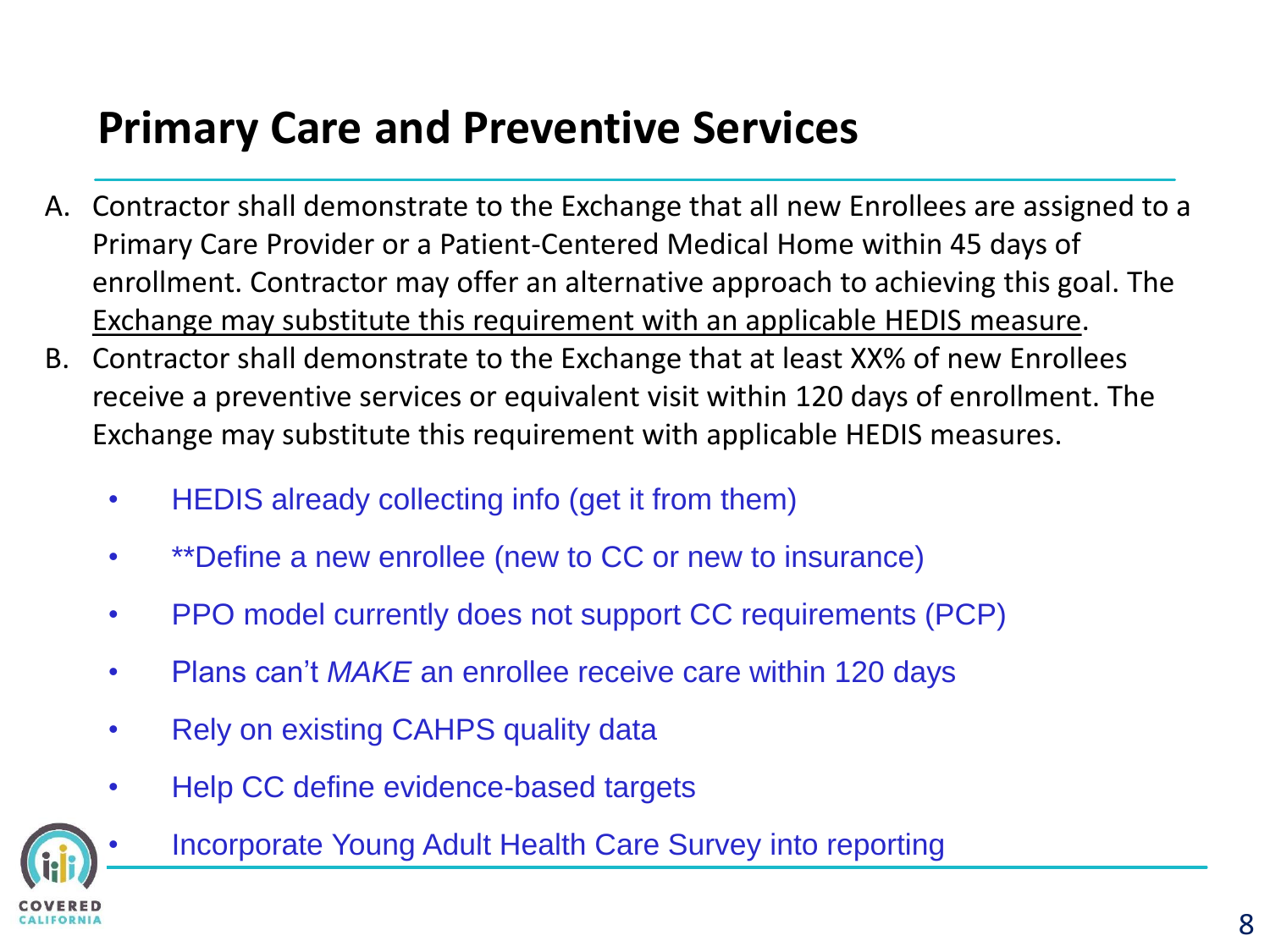# Primary Care and Preventive Services

A. Contractor shall demonstrate to the Exchange that all new Enrollees are assigned to a Primary Care Provider or a Patient-Centered Medical Home within 45 days of enrollment. Contractor may offer an alternative approach to achieving this goal. The <u>Exchange may substitute this requirement with an applicable HEDIS measure</u>.

B. Contractor shall demonstrate to the Exchange that at least XX% of new Enrollees receive a preventive services or equivalent visit within 120 days of enrollment. The Exchange may substitute this requirement with applicable HEDIS measures.

- HEDIS already collecting info (get it from them)
- **Define a new enrollee (new to CC or new to insurance)
- PPO model currently does not support CC requirements (PCP)
- Plans can't *MAKE* an enrollee receive care within 120 days
- Rely on existing CAHPS quality data
- Help CC define evidence-based targets
- Incorporate Young Adult Health Care Survey into reporting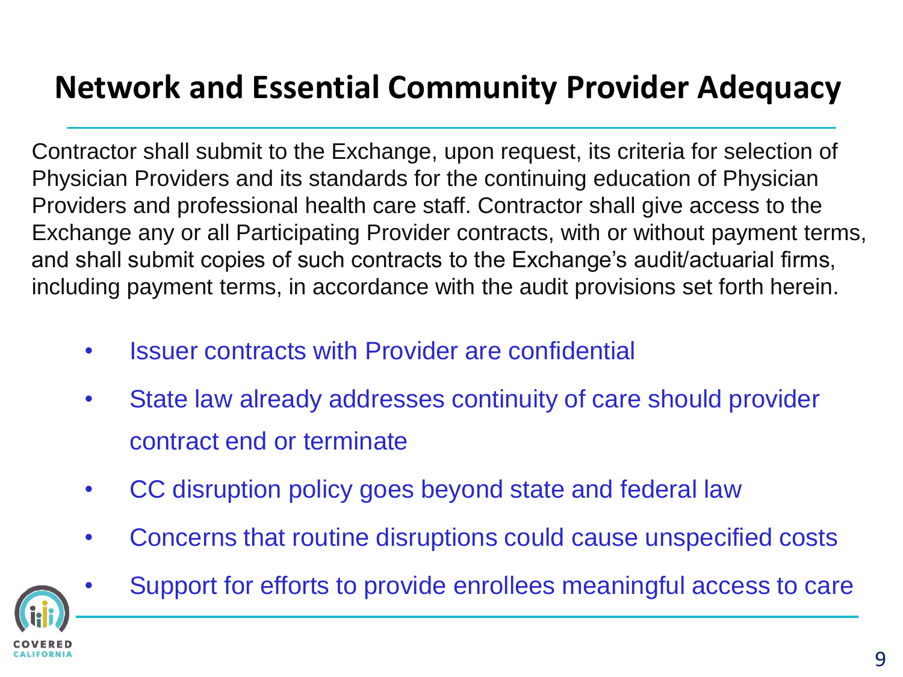# Network and Essential Community Provider Adequacy

Contractor shall submit to the Exchange, upon request, its criteria for selection of Physician Providers and its standards for the continuing education of Physician Providers and professional health care staff. Contractor shall give access to the Exchange any or all Participating Provider contracts, with or without payment terms, and shall submit copies of such contracts to the Exchange's audit/actuarial firms, including payment terms, in accordance with the audit provisions set forth herein.

- Issuer contracts with Provider are confidential
- State law already addresses continuity of care should provider contract end or terminate
- CC disruption policy goes beyond state and federal law
- Concerns that routine disruptions could cause unspecified costs
- Support for efforts to provide enrollees meaningful access to care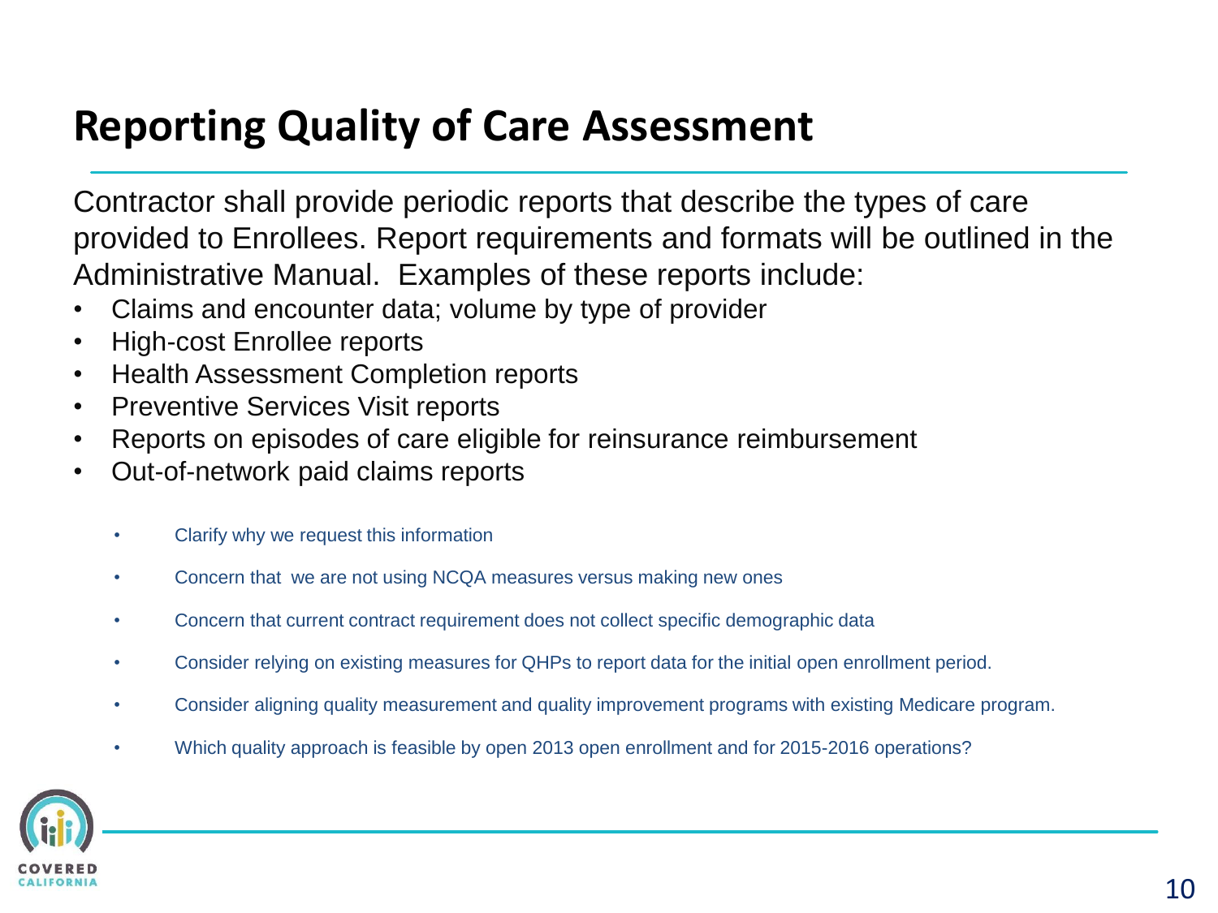# Reporting Quality of Care Assessment

Contractor shall provide periodic reports that describe the types of care provided to Enrollees. Report requirements and formats will be outlined in the Administrative Manual. Examples of these reports include:

- Claims and encounter data; volume by type of provider
- High-cost Enrollee reports
- Health Assessment Completion reports
- Preventive Services Visit reports
- Reports on episodes of care eligible for reinsurance reimbursement
- Out-of-network paid claims reports

  - Clarify why we request this information
  - Concern that we are not using NCQA measures versus making new ones
  - Concern that current contract requirement does not collect specific demographic data
  - Consider relying on existing measures for QHPs to report data for the initial open enrollment period.
  - Consider aligning quality measurement and quality improvement programs with existing Medicare program.
  - Which quality approach is feasible by open 2013 open enrollment and for 2015-2016 operations?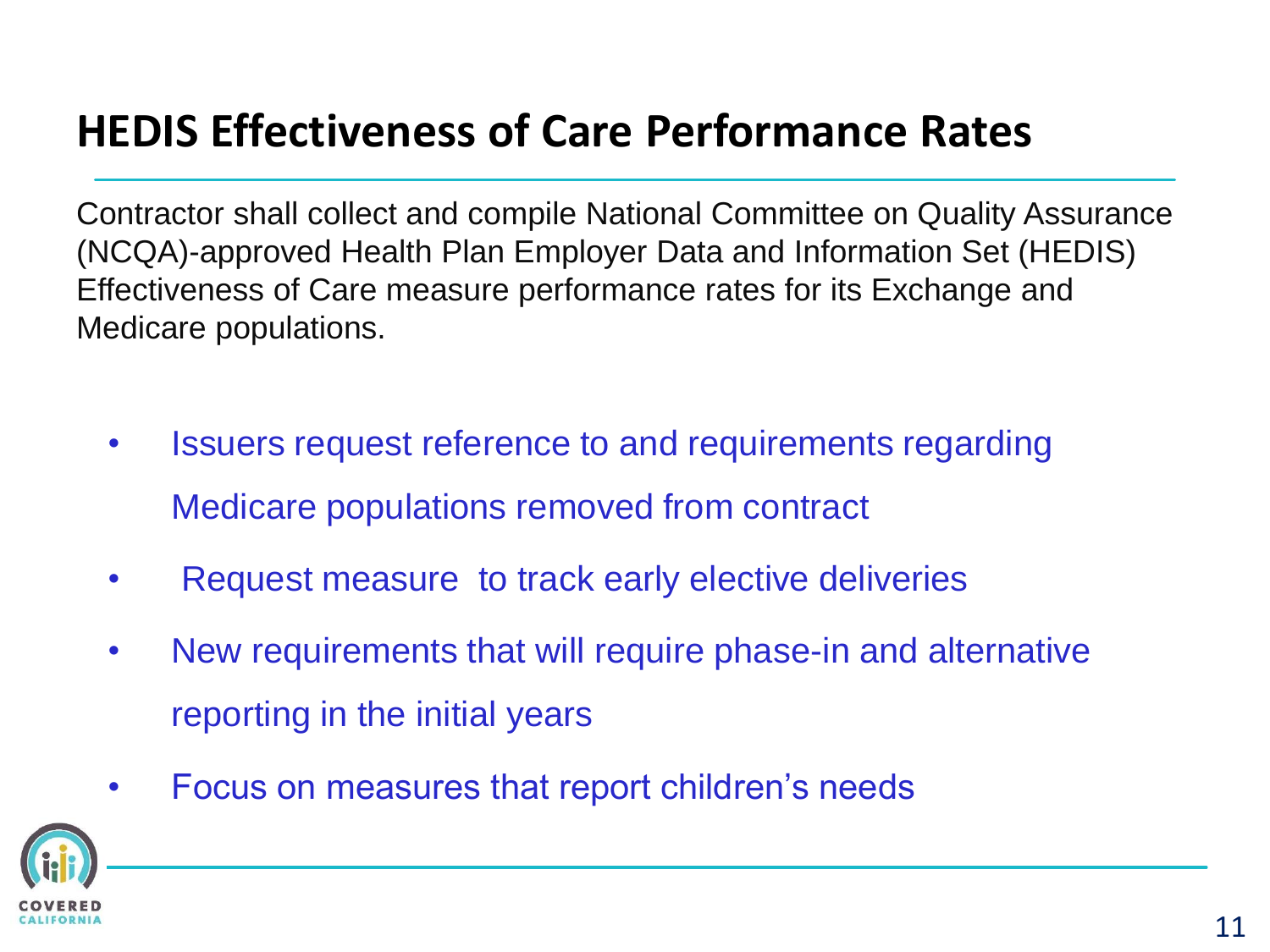# HEDIS Effectiveness of Care Performance Rates

Contractor shall collect and compile National Committee on Quality Assurance (NCQA)-approved Health Plan Employer Data and Information Set (HEDIS) Effectiveness of Care measure performance rates for its Exchange and Medicare populations.

- Issuers request reference to and requirements regarding Medicare populations removed from contract
- Request measure to track early elective deliveries
- New requirements that will require phase-in and alternative reporting in the initial years
- Focus on measures that report children's needs